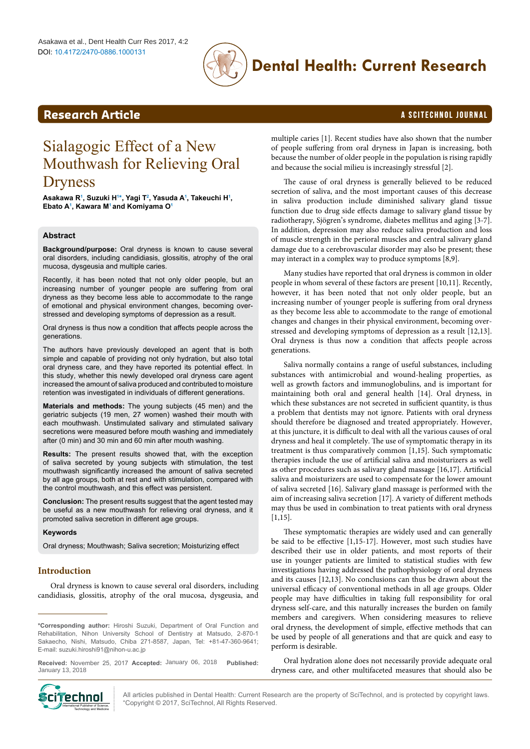# Research Article

# Sialagogic Effect of a New Mouthwash for Relieving Oral Dryness

**Asakawa R[1], Suzuki H[1*], Yagi T[2], Yasuda A[1], Takeuchi H[1], Ebato A[1], Kawara M[1] and Komiyama O[1]**

## Abstract

**Background/purpose:** Oral dryness is known to cause several oral disorders, including candidiasis, glossitis, atrophy of the oral mucosa, dysgeusia and multiple caries.

Recently, it has been noted that not only older people, but an increasing number of younger people are suffering from oral dryness as they become less able to accommodate to the range of emotional and physical environment changes, becoming over-stressed and developing symptoms of depression as a result.

Oral dryness is thus now a condition that affects people across the generations.

The authors have previously developed an agent that is both simple and capable of providing not only hydration, but also total oral dryness care, and they have reported its potential effect. In this study, whether this newly developed oral dryness care agent increased the amount of saliva produced and contributed to moisture retention was investigated in individuals of different generations.

**Materials and methods:** The young subjects (45 men) and the geriatric subjects (19 men, 27 women) washed their mouth with each mouthwash. Unstimulated salivary and stimulated salivary secretions were measured before mouth washing and immediately after (0 min) and 30 min and 60 min after mouth washing.

**Results:** The present results showed that, with the exception of saliva secreted by young subjects with stimulation, the test mouthwash significantly increased the amount of saliva secreted by all age groups, both at rest and with stimulation, compared with the control mouthwash, and this effect was persistent.

**Conclusion:** The present results suggest that the agent tested may be useful as a new mouthwash for relieving oral dryness, and it promoted saliva secretion in different age groups.

### Keywords

Oral dryness; Mouthwash; Saliva secretion; Moisturizing effect

## Introduction

Oral dryness is known to cause several oral disorders, including candidiasis, glossitis, atrophy of the oral mucosa, dysgeusia, and multiple caries [1]. Recent studies have also shown that the number of people suffering from oral dryness in Japan is increasing, both because the number of older people in the population is rising rapidly and because the social milieu is increasingly stressful [2].

The cause of oral dryness is generally believed to be reduced secretion of saliva, and the most important causes of this decrease in saliva production include diminished salivary gland tissue function due to drug side effects damage to salivary gland tissue by radiotherapy, Sjögren's syndrome, diabetes mellitus and aging [3-7]. In addition, depression may also reduce saliva production and loss of muscle strength in the perioral muscles and central salivary gland damage due to a cerebrovascular disorder may also be present; these may interact in a complex way to produce symptoms [8,9].

Many studies have reported that oral dryness is common in older people in whom several of these factors are present [10,11]. Recently, however, it has been noted that not only older people, but an increasing number of younger people is suffering from oral dryness as they become less able to accommodate to the range of emotional changes and changes in their physical environment, becoming over-stressed and developing symptoms of depression as a result [12,13]. Oral dryness is thus now a condition that affects people across generations.

Saliva normally contains a range of useful substances, including substances with antimicrobial and wound-healing properties, as well as growth factors and immunoglobulins, and is important for maintaining both oral and general health [14]. Oral dryness, in which these substances are not secreted in sufficient quantity, is thus a problem that dentists may not ignore. Patients with oral dryness should therefore be diagnosed and treated appropriately. However, at this juncture, it is difficult to deal with all the various causes of oral dryness and heal it completely. The use of symptomatic therapy in its treatment is thus comparatively common [1,15]. Such symptomatic therapies include the use of artificial saliva and moisturizers as well as other procedures such as salivary gland massage [16,17]. Artificial saliva and moisturizers are used to compensate for the lower amount of saliva secreted [16]. Salivary gland massage is performed with the aim of increasing saliva secretion [17]. A variety of different methods may thus be used in combination to treat patients with oral dryness [1,15].

These symptomatic therapies are widely used and can generally be said to be effective [1,15-17]. However, most such studies have described their use in older patients, and most reports of their use in younger patients are limited to statistical studies with few investigations having addressed the pathophysiology of oral dryness and its causes [12,13]. No conclusions can thus be drawn about the universal efficacy of conventional methods in all age groups. Older people may have difficulties in taking full responsibility for oral dryness self-care, and this naturally increases the burden on family members and caregivers. When considering measures to relieve oral dryness, the development of simple, effective methods that can be used by people of all generations and that are quick and easy to perform is desirable.

Oral hydration alone does not necessarily provide adequate oral dryness care, and other multifaceted measures that should also be

---

***Corresponding author:** Hiroshi Suzuki, Department of Oral Function and Rehabilitation, Nihon University School of Dentistry at Matsudo, 2-870-1 Sakaecho, Nishi, Matsudo, Chiba 271-8587, Japan, Tel: +81-47-360-9641; E-mail: suzuki.hiroshi91@nihon-u.ac.jp

**Received:** November 25, 2017 **Accepted:** January 06, 2018 **Published:** January 13, 2018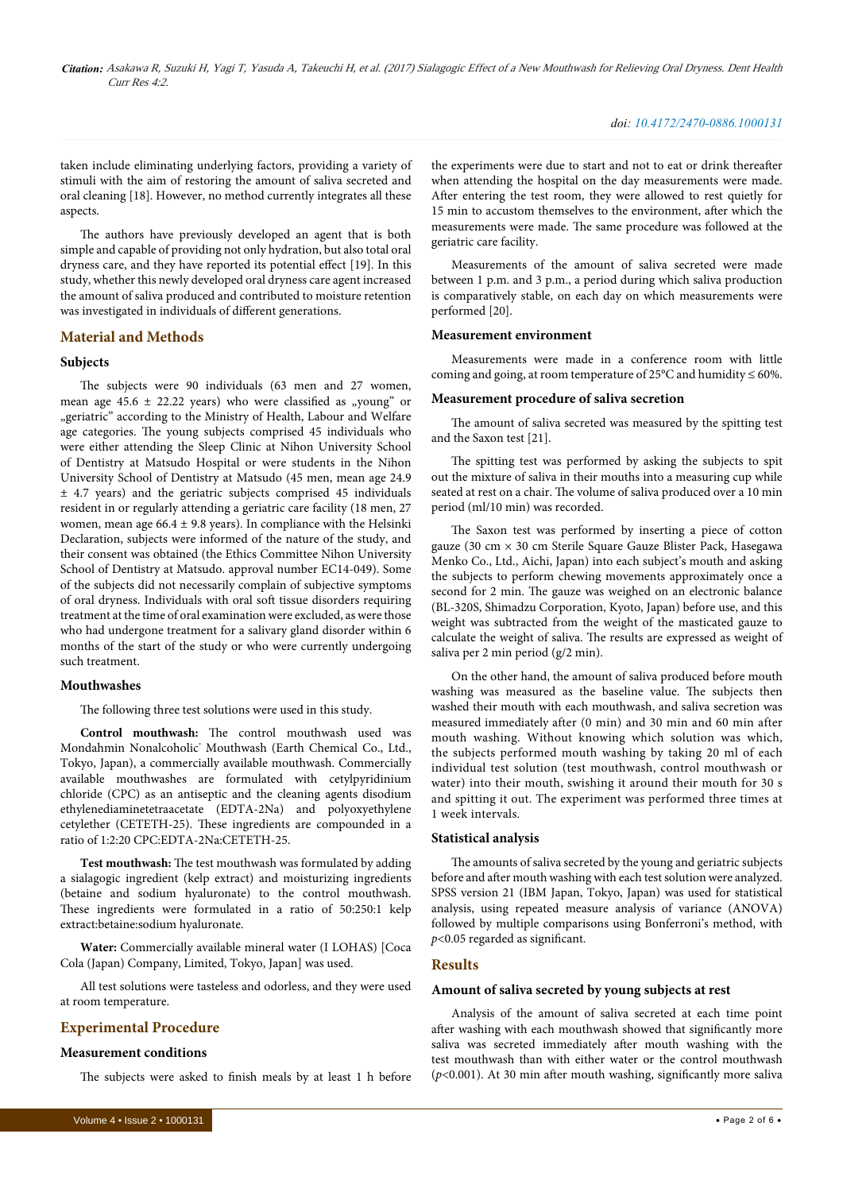taken include eliminating underlying factors, providing a variety of stimuli with the aim of restoring the amount of saliva secreted and oral cleaning [18]. However, no method currently integrates all these aspects.

The authors have previously developed an agent that is both simple and capable of providing not only hydration, but also total oral dryness care, and they have reported its potential effect [19]. In this study, whether this newly developed oral dryness care agent increased the amount of saliva produced and contributed to moisture retention was investigated in individuals of different generations.

## Material and Methods

### Subjects

The subjects were 90 individuals (63 men and 27 women, mean age 45.6 ± 22.22 years) who were classified as „young" or „geriatric" according to the Ministry of Health, Labour and Welfare age categories. The young subjects comprised 45 individuals who were either attending the Sleep Clinic at Nihon University School of Dentistry at Matsudo Hospital or were students in the Nihon University School of Dentistry at Matsudo (45 men, mean age 24.9 ± 4.7 years) and the geriatric subjects comprised 45 individuals resident in or regularly attending a geriatric care facility (18 men, 27 women, mean age 66.4 ± 9.8 years). In compliance with the Helsinki Declaration, subjects were informed of the nature of the study, and their consent was obtained (the Ethics Committee Nihon University School of Dentistry at Matsudo. approval number EC14-049). Some of the subjects did not necessarily complain of subjective symptoms of oral dryness. Individuals with oral soft tissue disorders requiring treatment at the time of oral examination were excluded, as were those who had undergone treatment for a salivary gland disorder within 6 months of the start of the study or who were currently undergoing such treatment.

### Mouthwashes

The following three test solutions were used in this study.

**Control mouthwash:** The control mouthwash used was Mondahmin Nonalcoholic® Mouthwash (Earth Chemical Co., Ltd., Tokyo, Japan), a commercially available mouthwash. Commercially available mouthwashes are formulated with cetylpyridinium chloride (CPC) as an antiseptic and the cleaning agents disodium ethylenediaminetetraacetate (EDTA-2Na) and polyoxyethylene cetylether (CETETH-25). These ingredients are compounded in a ratio of 1:2:20 CPC:EDTA-2Na:CETETH-25.

**Test mouthwash:** The test mouthwash was formulated by adding a sialagogic ingredient (kelp extract) and moisturizing ingredients (betaine and sodium hyaluronate) to the control mouthwash. These ingredients were formulated in a ratio of 50:250:1 kelp extract:betaine:sodium hyaluronate.

**Water:** Commercially available mineral water (I LOHAS) [Coca Cola (Japan) Company, Limited, Tokyo, Japan] was used.

All test solutions were tasteless and odorless, and they were used at room temperature.

## Experimental Procedure

### Measurement conditions

The subjects were asked to finish meals by at least 1 h before the experiments were due to start and not to eat or drink thereafter when attending the hospital on the day measurements were made. After entering the test room, they were allowed to rest quietly for 15 min to accustom themselves to the environment, after which the measurements were made. The same procedure was followed at the geriatric care facility.

Measurements of the amount of saliva secreted were made between 1 p.m. and 3 p.m., a period during which saliva production is comparatively stable, on each day on which measurements were performed [20].

### Measurement environment

Measurements were made in a conference room with little coming and going, at room temperature of 25°C and humidity ≤ 60%.

### Measurement procedure of saliva secretion

The amount of saliva secreted was measured by the spitting test and the Saxon test [21].

The spitting test was performed by asking the subjects to spit out the mixture of saliva in their mouths into a measuring cup while seated at rest on a chair. The volume of saliva produced over a 10 min period (ml/10 min) was recorded.

The Saxon test was performed by inserting a piece of cotton gauze (30 cm × 30 cm Sterile Square Gauze Blister Pack, Hasegawa Menko Co., Ltd., Aichi, Japan) into each subject's mouth and asking the subjects to perform chewing movements approximately once a second for 2 min. The gauze was weighed on an electronic balance (BL-320S, Shimadzu Corporation, Kyoto, Japan) before use, and this weight was subtracted from the weight of the masticated gauze to calculate the weight of saliva. The results are expressed as weight of saliva per 2 min period (g/2 min).

On the other hand, the amount of saliva produced before mouth washing was measured as the baseline value. The subjects then washed their mouth with each mouthwash, and saliva secretion was measured immediately after (0 min) and 30 min and 60 min after mouth washing. Without knowing which solution was which, the subjects performed mouth washing by taking 20 ml of each individual test solution (test mouthwash, control mouthwash or water) into their mouth, swishing it around their mouth for 30 s and spitting it out. The experiment was performed three times at 1 week intervals.

### Statistical analysis

The amounts of saliva secreted by the young and geriatric subjects before and after mouth washing with each test solution were analyzed. SPSS version 21 (IBM Japan, Tokyo, Japan) was used for statistical analysis, using repeated measure analysis of variance (ANOVA) followed by multiple comparisons using Bonferroni's method, with $p<0.05$ regarded as significant.

## Results

### Amount of saliva secreted by young subjects at rest

Analysis of the amount of saliva secreted at each time point after washing with each mouthwash showed that significantly more saliva was secreted immediately after mouth washing with the test mouthwash than with either water or the control mouthwash ($p<0.001$). At 30 min after mouth washing, significantly more saliva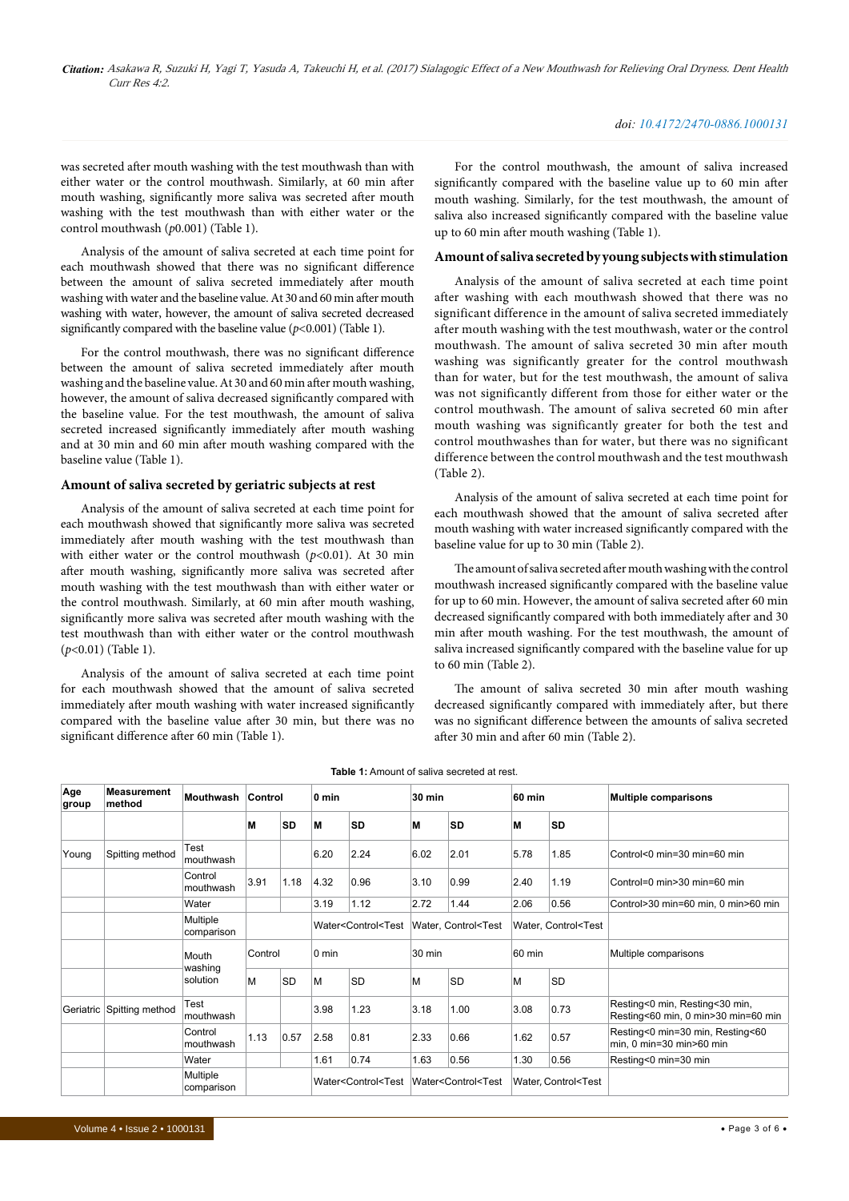was secreted after mouth washing with the test mouthwash than with either water or the control mouthwash. Similarly, at 60 min after mouth washing, significantly more saliva was secreted after mouth washing with the test mouthwash than with either water or the control mouthwash ($p$0.001) (Table 1).

Analysis of the amount of saliva secreted at each time point for each mouthwash showed that there was no significant difference between the amount of saliva secreted immediately after mouth washing with water and the baseline value. At 30 and 60 min after mouth washing with water, however, the amount of saliva secreted decreased significantly compared with the baseline value ($p<0.001$) (Table 1).

For the control mouthwash, there was no significant difference between the amount of saliva secreted immediately after mouth washing and the baseline value. At 30 and 60 min after mouth washing, however, the amount of saliva decreased significantly compared with the baseline value. For the test mouthwash, the amount of saliva secreted increased significantly immediately after mouth washing and at 30 min and 60 min after mouth washing compared with the baseline value (Table 1).

### Amount of saliva secreted by geriatric subjects at rest

Analysis of the amount of saliva secreted at each time point for each mouthwash showed that significantly more saliva was secreted immediately after mouth washing with the test mouthwash than with either water or the control mouthwash ($p<0.01$). At 30 min after mouth washing, significantly more saliva was secreted after mouth washing with the test mouthwash than with either water or the control mouthwash. Similarly, at 60 min after mouth washing, significantly more saliva was secreted after mouth washing with the test mouthwash than with either water or the control mouthwash ($p<0.01$) (Table 1).

Analysis of the amount of saliva secreted at each time point for each mouthwash showed that the amount of saliva secreted immediately after mouth washing with water increased significantly compared with the baseline value after 30 min, but there was no significant difference after 60 min (Table 1).

For the control mouthwash, the amount of saliva increased significantly compared with the baseline value up to 60 min after mouth washing. Similarly, for the test mouthwash, the amount of saliva also increased significantly compared with the baseline value up to 60 min after mouth washing (Table 1).

### Amount of saliva secreted by young subjects with stimulation

Analysis of the amount of saliva secreted at each time point after washing with each mouthwash showed that there was no significant difference in the amount of saliva secreted immediately after mouth washing with the test mouthwash, water or the control mouthwash. The amount of saliva secreted 30 min after mouth washing was significantly greater for the control mouthwash than for water, but for the test mouthwash, the amount of saliva was not significantly different from those for either water or the control mouthwash. The amount of saliva secreted 60 min after mouth washing was significantly greater for both the test and control mouthwashes than for water, but there was no significant difference between the control mouthwash and the test mouthwash (Table 2).

Analysis of the amount of saliva secreted at each time point for each mouthwash showed that the amount of saliva secreted after mouth washing with water increased significantly compared with the baseline value for up to 30 min (Table 2).

The amount of saliva secreted after mouth washing with the control mouthwash increased significantly compared with the baseline value for up to 60 min. However, the amount of saliva secreted after 60 min decreased significantly compared with both immediately after and 30 min after mouth washing. For the test mouthwash, the amount of saliva increased significantly compared with the baseline value for up to 60 min (Table 2).

The amount of saliva secreted 30 min after mouth washing decreased significantly compared with immediately after, but there was no significant difference between the amounts of saliva secreted after 30 min and after 60 min (Table 2).

**Table 1:** Amount of saliva secreted at rest.

| Age group | Measurement method | Mouthwash | Control | | 0 min | | 30 min | | 60 min | | Multiple comparisons |
|---|---|---|---|---|---|---|---|---|---|---|---|
| | | | M | SD | M | SD | M | SD | M | SD | |
| Young | Spitting method | Test mouthwash | | | 6.20 | 2.24 | 6.02 | 2.01 | 5.78 | 1.85 | Control<0 min=30 min=60 min |
| | | Control mouthwash | 3.91 | 1.18 | 4.32 | 0.96 | 3.10 | 0.99 | 2.40 | 1.19 | Control=0 min>30 min=60 min |
| | | Water | | | 3.19 | 1.12 | 2.72 | 1.44 | 2.06 | 0.56 | Control>30 min=60 min, 0 min>60 min |
| | | Multiple comparison | | | Water<Control<Test | | Water, Control<Test | | Water, Control<Test | | |
| | | Mouth washing solution | Control | | 0 min | | 30 min | | 60 min | | Multiple comparisons |
| | | | M | SD | M | SD | M | SD | M | SD | |
| Geriatric | Spitting method | Test mouthwash | | | 3.98 | 1.23 | 3.18 | 1.00 | 3.08 | 0.73 | Resting<0 min, Resting<30 min, Resting<60 min, 0 min>30 min=60 min |
| | | Control mouthwash | 1.13 | 0.57 | 2.58 | 0.81 | 2.33 | 0.66 | 1.62 | 0.57 | Resting<0 min=30 min, Resting<60 min, 0 min=30 min>60 min |
| | | Water | | | 1.61 | 0.74 | 1.63 | 0.56 | 1.30 | 0.56 | Resting<0 min=30 min |
| | | Multiple comparison | | | Water<Control<Test | | Water<Control<Test | | Water, Control<Test | | |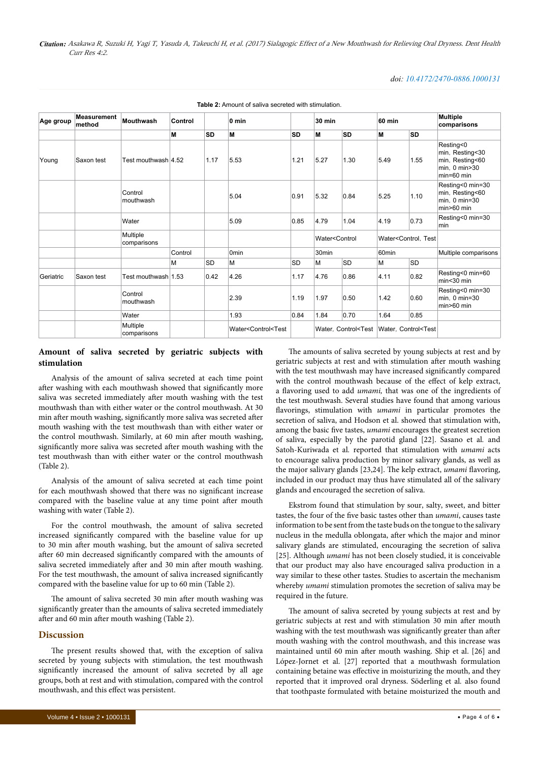**Table 2:** Amount of saliva secreted with stimulation.

| Age group | Measurement method | Mouthwash | Control | | 0 min | | 30 min | | 60 min | | Multiple comparisons |
|---|---|---|---|---|---|---|---|---|---|---|---|
| | | | M | SD | M | SD | M | SD | M | SD | |
| Young | Saxon test | Test mouthwash | 4.52 | 1.17 | 5.53 | 1.21 | 5.27 | 1.30 | 5.49 | 1.55 | Resting<0 min, Resting<30 min, Resting<60 min, 0 min>30 min=60 min |
| | | Control mouthwash | | | 5.04 | 0.91 | 5.32 | 0.84 | 5.25 | 1.10 | Resting<0 min=30 min, Resting<60 min, 0 min=30 min>60 min |
| | | Water | | | 5.09 | 0.85 | 4.79 | 1.04 | 4.19 | 0.73 | Resting<0 min=30 min |
| | | Multiple comparisons | | | | | Water<Control | | Water<Control, Test | | |
| | | | Control | | 0min | | 30min | | 60min | | Multiple comparisons |
| | | | M | SD | M | SD | M | SD | M | SD | |
| Geriatric | Saxon test | Test mouthwash | 1.53 | 0.42 | 4.26 | 1.17 | 4.76 | 0.86 | 4.11 | 0.82 | Resting<0 min=60 min<30 min |
| | | Control mouthwash | | | 2.39 | 1.19 | 1.97 | 0.50 | 1.42 | 0.60 | Resting<0 min=30 min, 0 min=30 min>60 min |
| | | Water | | | 1.93 | 0.84 | 1.84 | 0.70 | 1.64 | 0.85 | |
| | | Multiple comparisons | | | Water<Control<Test | | Water, Control<Test | | Water, Control<Test | | |

### Amount of saliva secreted by geriatric subjects with stimulation

Analysis of the amount of saliva secreted at each time point after washing with each mouthwash showed that significantly more saliva was secreted immediately after mouth washing with the test mouthwash than with either water or the control mouthwash. At 30 min after mouth washing, significantly more saliva was secreted after mouth washing with the test mouthwash than with either water or the control mouthwash. Similarly, at 60 min after mouth washing, significantly more saliva was secreted after mouth washing with the test mouthwash than with either water or the control mouthwash (Table 2).

Analysis of the amount of saliva secreted at each time point for each mouthwash showed that there was no significant increase compared with the baseline value at any time point after mouth washing with water (Table 2).

For the control mouthwash, the amount of saliva secreted increased significantly compared with the baseline value for up to 30 min after mouth washing, but the amount of saliva secreted after 60 min decreased significantly compared with the amounts of saliva secreted immediately after and 30 min after mouth washing. For the test mouthwash, the amount of saliva increased significantly compared with the baseline value for up to 60 min (Table 2).

The amount of saliva secreted 30 min after mouth washing was significantly greater than the amounts of saliva secreted immediately after and 60 min after mouth washing (Table 2).

## Discussion

The present results showed that, with the exception of saliva secreted by young subjects with stimulation, the test mouthwash significantly increased the amount of saliva secreted by all age groups, both at rest and with stimulation, compared with the control mouthwash, and this effect was persistent.

The amounts of saliva secreted by young subjects at rest and by geriatric subjects at rest and with stimulation after mouth washing with the test mouthwash may have increased significantly compared with the control mouthwash because of the effect of kelp extract, a flavoring used to add *umami,* that was one of the ingredients of the test mouthwash. Several studies have found that among various flavorings, stimulation with *umami* in particular promotes the secretion of saliva, and Hodson et al. showed that stimulation with, among the basic five tastes, *umami* encourages the greatest secretion of saliva, especially by the parotid gland [22]. Sasano et al. and Satoh-Kuriwada et al. reported that stimulation with *umami* acts to encourage saliva production by minor salivary glands, as well as the major salivary glands [23,24]. The kelp extract, *umami* flavoring, included in our product may thus have stimulated all of the salivary glands and encouraged the secretion of saliva.

Ekstrom found that stimulation by sour, salty, sweet, and bitter tastes, the four of the five basic tastes other than *umami*, causes taste information to be sent from the taste buds on the tongue to the salivary nucleus in the medulla oblongata, after which the major and minor salivary glands are stimulated, encouraging the secretion of saliva [25]. Although *umami* has not been closely studied, it is conceivable that our product may also have encouraged saliva production in a way similar to these other tastes. Studies to ascertain the mechanism whereby *umami* stimulation promotes the secretion of saliva may be required in the future.

The amount of saliva secreted by young subjects at rest and by geriatric subjects at rest and with stimulation 30 min after mouth washing with the test mouthwash was significantly greater than after mouth washing with the control mouthwash, and this increase was maintained until 60 min after mouth washing. Ship et al. [26] and López-Jornet et al. [27] reported that a mouthwash formulation containing betaine was effective in moisturizing the mouth, and they reported that it improved oral dryness. Söderling et al. also found that toothpaste formulated with betaine moisturized the mouth and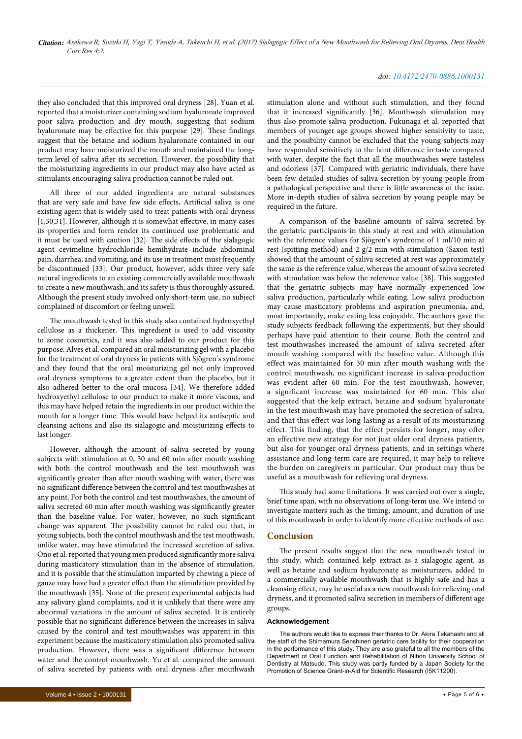they also concluded that this improved oral dryness [28]. Yuan et al. reported that a moisturizer containing sodium hyaluronate improved poor saliva production and dry mouth, suggesting that sodium hyaluronate may be effective for this purpose [29]. These findings suggest that the betaine and sodium hyaluronate contained in our product may have moisturized the mouth and maintained the long-term level of saliva after its secretion. However, the possibility that the moisturizing ingredients in our product may also have acted as stimulants encouraging saliva production cannot be ruled out.

All three of our added ingredients are natural substances that are very safe and have few side effects**.** Artificial saliva is one existing agent that is widely used to treat patients with oral dryness [1,30,31]. However, although it is somewhat effective, in many cases its properties and form render its continued use problematic and it must be used with caution [32]. The side effects of the sialagogic agent cevimeline hydrochloride hemihydrate include abdominal pain, diarrhea, and vomiting, and its use in treatment must frequently be discontinued [33]. Our product, however, adds three very safe natural ingredients to an existing commercially available mouthwash to create a new mouthwash, and its safety is thus thoroughly assured. Although the present study involved only short-term use, no subject complained of discomfort or feeling unwell.

The mouthwash tested in this study also contained hydroxyethyl cellulose as a thickener. This ingredient is used to add viscosity to some cosmetics, and it was also added to our product for this purpose. Alves et al. compared an oral moisturizing gel with a placebo for the treatment of oral dryness in patients with Sjögren's syndrome and they found that the oral moisturizing gel not only improved oral dryness symptoms to a greater extent than the placebo, but it also adhered better to the oral mucosa [34]. We therefore added hydroxyethyl cellulose to our product to make it more viscous, and this may have helped retain the ingredients in our product within the mouth for a longer time. This would have helped its antiseptic and cleansing actions and also its sialagogic and moisturizing effects to last longer.

However, although the amount of saliva secreted by young subjects with stimulation at 0, 30 and 60 min after mouth washing with both the control mouthwash and the test mouthwash was significantly greater than after mouth washing with water, there was no significant difference between the control and test mouthwashes at any point. For both the control and test mouthwashes, the amount of saliva secreted 60 min after mouth washing was significantly greater than the baseline value. For water, however, no such significant change was apparent. The possibility cannot be ruled out that, in young subjects, both the control mouthwash and the test mouthwash, unlike water, may have stimulated the increased secretion of saliva. Ono et al. reported that young men produced significantly more saliva during masticatory stimulation than in the absence of stimulation, and it is possible that the stimulation imparted by chewing a piece of gauze may have had a greater effect than the stimulation provided by the mouthwash [35]. None of the present experimental subjects had any salivary gland complaints, and it is unlikely that there were any abnormal variations in the amount of saliva secreted. It is entirely possible that no significant difference between the increases in saliva caused by the control and test mouthwashes was apparent in this experiment because the masticatory stimulation also promoted saliva production. However, there was a significant difference between water and the control mouthwash. Yu et al. compared the amount of saliva secreted by patients with oral dryness after mouthwash stimulation alone and without such stimulation, and they found that it increased significantly [36]. Mouthwash stimulation may thus also promote saliva production. Fukunaga et al. reported that members of younger age groups showed higher sensitivity to taste, and the possibility cannot be excluded that the young subjects may have responded sensitively to the faint difference in taste compared with water, despite the fact that all the mouthwashes were tasteless and odorless [37]. Compared with geriatric individuals, there have been few detailed studies of saliva secretion by young people from a pathological perspective and there is little awareness of the issue. More in-depth studies of saliva secretion by young people may be required in the future.

A comparison of the baseline amounts of saliva secreted by the geriatric participants in this study at rest and with stimulation with the reference values for Sjögren's syndrome of 1 ml/10 min at rest (spitting method) and 2 g/2 min with stimulation (Saxon test) showed that the amount of saliva secreted at rest was approximately the same as the reference value, whereas the amount of saliva secreted with stimulation was below the reference value [38]. This suggested that the geriatric subjects may have normally experienced low saliva production, particularly while eating. Low saliva production may cause masticatory problems and aspiration pneumonia, and, most importantly, make eating less enjoyable. The authors gave the study subjects feedback following the experiments, but they should perhaps have paid attention to their course. Both the control and test mouthwashes increased the amount of saliva secreted after mouth washing compared with the baseline value. Although this effect was maintained for 30 min after mouth washing with the control mouthwash, no significant increase in saliva production was evident after 60 min. For the test mouthwash, however, a significant increase was maintained for 60 min. This also suggested that the kelp extract, betaine and sodium hyaluronate in the test mouthwash may have promoted the secretion of saliva, and that this effect was long-lasting as a result of its moisturizing effect. This finding, that the effect persists for longer, may offer an effective new strategy for not just older oral dryness patients, but also for younger oral dryness patients, and in settings where assistance and long-term care are required, it may help to relieve the burden on caregivers in particular. Our product may thus be useful as a mouthwash for relieving oral dryness.

This study had some limitations. It was carried out over a single, brief time span, with no observations of long-term use. We intend to investigate matters such as the timing, amount, and duration of use of this mouthwash in order to identify more effective methods of use.

## Conclusion

The present results suggest that the new mouthwash tested in this study, which contained kelp extract as a sialagogic agent, as well as betaine and sodium hyaluronate as moisturizers, added to a commercially available mouthwash that is highly safe and has a cleansing effect, may be useful as a new mouthwash for relieving oral dryness, and it promoted saliva secretion in members of different age groups.

### Acknowledgement

The authors would like to express their thanks to Dr. Akira Takahashi and all the staff of the Shimamura Senshinen geriatric care facility for their cooperation in the performance of this study. They are also grateful to all the members of the Department of Oral Function and Rehabilitation of Nihon University School of Dentistry at Matsudo. This study was partly funded by a Japan Society for the Promotion of Science Grant-in-Aid for Scientific Research (I5K11200).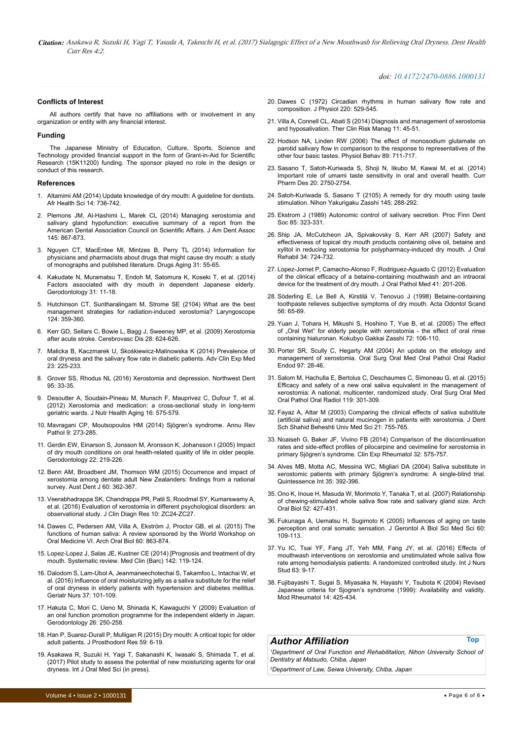## Conflicts of Interest

All authors certify that have no affiliations with or involvement in any organization or entity with any financial interest.

## Funding

The Japanese Ministry of Education, Culture, Sports, Science and Technology provided financial support in the form of Grant-in-Aid for Scientific Research (15K11200) funding. The sponsor played no role in the design or conduct of this research.

## References

1. Altamimi AM (2014) Update knowledge of dry mouth: A guideline for dentists. Afr Health Sci 14: 736-742.
2. Plemons JM, Al-Hashimi L, Marek CL (2014) Managing xerostomia and salivary gland hypofunction: executive summary of a report from the American Dental Association Council on Scientific Affairs. J Am Dent Assoc 145: 867-873.
3. Nguyen CT, MacEntee MI, Mintzes B, Perry TL (2014) Information for physicians and pharmacists about drugs that might cause dry mouth: a study of monographs and published literature. Drugs Aging 31: 55-65.
4. Kakudate N, Muramatsu T, Endoh M, Satomura K, Koseki T, et al. (2014) Factors associated with dry mouth in dependent Japanese elderly. Gerodontology 31: 11-18.
5. Hutchinson CT, Suntharalingam M, Strome SE (2104) What are the best management strategies for radiation-induced xerostomia? Laryngoscope 124: 359-360.
6. Kerr GD, Sellars C, Bowie L, Bagg J, Sweeney MP, et al. (2009) Xerostomia after acute stroke. Cerebrovasc Dis 28: 624-626.
7. Malicka B, Kaczmarek U, Skośkiewicz-Malinowska K (2014) Prevalence of oral dryness and the salivary flow rate in diabetic patients. Adv Clin Exp Med 23: 225-233.
8. Grover SS, Rhodus NL (2016) Xerostomia and depression. Northwest Dent 95: 33-35.
9. Desoutter A, Soudain-Pineau M, Munsch F, Mauprivez C, Dufour T, et al. (2012) Xerostomia and medication: a cross-sectional study in long-term geriatric wards. J Nutr Health Aging 16: 575-579.
10. Mavragani CP, Moutsopoulos HM (2014) Sjögren's syndrome. Annu Rev Pathol 9: 273-285.
11. Gerdin EW, Einarson S, Jonsson M, Aronsson K, Johansson I (2005) Impact of dry mouth conditions on oral health-related quality of life in older people. Gerodontology 22: 219-226.
12. Benn AM, Broadbent JM, Thomson WM (2015) Occurrence and impact of xerostomia among dentate adult New Zealanders: findings from a national survey. Aust Dent J 60: 362-367.
13. Veerabhadrappa SK, Chandrappa PR, Patil S, Roodmal SY, Kumarswamy A, et al. (2016) Evaluation of xerostomia in different psychological disorders: an observational study. J Clin Diagn Res 10: ZC24-ZC27.
14. Dawes C, Pedersen AM, Villa A, Ekström J, Proctor GB, et al. (2015) The functions of human saliva: A review sponsored by the World Workshop on Oral Medicine VI. Arch Oral Biol 60: 863-874.
15. Lopez-Lopez J, Salas JE, Kustner CE (2014) [Prognosis and treatment of dry mouth. Systematic review. Med Clin (Barc) 142: 119-124.
16. Dalodom S, Lam-Ubol A, Jeanmaneechotechai S, Takamfoo L, Intachai W, et al. (2016) Influence of oral moisturizing jelly as a saliva substitute for the relief of oral dryness in elderly patients with hypertension and diabetes mellitus. Geriatr Nurs 37: 101-109.
17. Hakuta C, Mori C, Ueno M, Shinada K, Kawaguchi Y (2009) Evaluation of an oral function promotion programme for the independent elderly in Japan. Gerodontology 26: 250-258.
18. Han P, Suarez-Durall P, Mulligan R (2015) Dry mouth: A critical topic for older adult patients. J Prosthodont Res 59: 6-19.
19. Asakawa R, Suzuki H, Yagi T, Sakanashi K, Iwasaki S, Shimada T, et al. (2017) Pilot study to assess the potential of new moisturizing agents for oral dryness. Int J Oral Med Sci (in press).
20. Dawes C (1972) Circadian rhythms in human salivary flow rate and composition. J Physiol 220: 529-545.
21. Villa A, Connell CL, Abati S (2014) Diagnosis and management of xerostomia and hyposalivation. Ther Clin Risk Manag 11: 45-51.
22. Hodson NA, Linden RW (2006) The effect of monosodium glutamate on parotid salivary flow in comparison to the response to representatives of the other four basic tastes. Physiol Behav 89: 711-717.
23. Sasano T, Satoh-Kuriwada S, Shoji N, Iikubo M, Kawai M, et al. (2014) Important role of umami taste sensitivity in oral and overall health. Curr Pharm Des 20: 2750-2754.
24. Satoh-Kuriwada S, Sasano T (2105) A remedy for dry mouth using taste stimulation. Nihon Yakurigaku Zasshi 145: 288-292.
25. Ekstrom J (1989) Autonomic control of salivary secretion. Proc Finn Dent Soc 85: 323-331.
26. Ship JA, McCutcheon JA, Spivakovsky S, Kerr AR (2007) Safety and effectiveness of topical dry mouth products containing olive oil, betaine and xylitol in reducing xerostomia for polypharmacy-induced dry mouth. J Oral Rehabil 34: 724-732.
27. Lopez-Jornet P, Camacho-Alonso F, Rodriguez-Aguado C (2012) Evaluation of the clinical efficacy of a betaine-containing mouthwash and an intraoral device for the treatment of dry mouth. J Oral Pathol Med 41: 201-206.
28. Söderling E, Le Bell A, Kirstilä V, Tenovuo J (1998) Betaine-containing toothpaste relieves subjective symptoms of dry mouth. Acta Odontol Scand 56: 65-69.
29. Yuan J, Tohara H, Mikushi S, Hoshino T, Yue B, et al. (2005) The effect of „Oral Wet" for elderly people with xerostomia - the effect of oral rinse containing hialuronan. Kokubyo Gakkai Zasshi 72: 106-110.
30. Porter SR, Scully C, Hegarty AM (2004) An update on the etiology and management of xerostomia. Oral Surg Oral Med Oral Pathol Oral Radiol Endod 97: 28-46.
31. Salom M, Hachulla E, Bertolus C, Deschaumes C, Simoneau G, et al. (2015) Efficacy and safety of a new oral saliva equivalent in the management of xerostomia: A national, multicenter, randomized study. Oral Surg Oral Med Oral Pathol Oral Radiol 119: 301-309.
32. Fayaz A, Attar M (2003) Comparing the clinical effects of saliva substitute (artificial saliva) and natural mucinogen in patients with xerostomia. J Dent Sch Shahid Beheshti Univ Med Sci 21: 755-765.
33. Noaiseh G, Baker JF, Vivino FB (2014) Comparison of the discontinuation rates and side-effect profiles of pilocarpine and cevimeline for xerostomia in primary Sjögren's syndrome. Clin Exp Rheumatol 32: 575-757.
34. Alves MB, Motta AC, Messina WC, Migliari DA (2004) Saliva substitute in xerostomic patients with primary Sjögren's syndrome: A single-blind trial. Quintessence Int 35: 392-396.
35. Ono K, Inoue H, Masuda W, Morimoto Y, Tanaka T, et al. (2007) Relationship of chewing-stimulated whole saliva flow rate and salivary gland size. Arch Oral Biol 52: 427-431.
36. Fukunaga A, Uematsu H, Sugimoto K (2005) Influences of aging on taste perception and oral somatic sensation. J Gerontol A Biol Sci Med Sci 60: 109-113.
37. Yu IC, Tsai YF, Fang JT, Yeh MM, Fang JY, et al. (2016) Effects of mouthwash interventions on xerostomia and unstimulated whole saliva flow rate among hemodialysis patients: A randomized controlled study. Int J Nurs Stud 63: 9-17.
38. Fujibayashi T, Sugai S, Miyasaka N, Hayashi Y, Tsubota K (2004) Revised Japanese criteria for Sjogren's syndrome (1999): Availability and validity. Mod Rheumatol 14: 425-434.

## Author Affiliation

*[1]Department of Oral Function and Rehabilitation, Nihon University School of Dentistry at Matsudo, Chiba, Japan*

*[2]Department of Law, Seiwa University, Chiba, Japan*